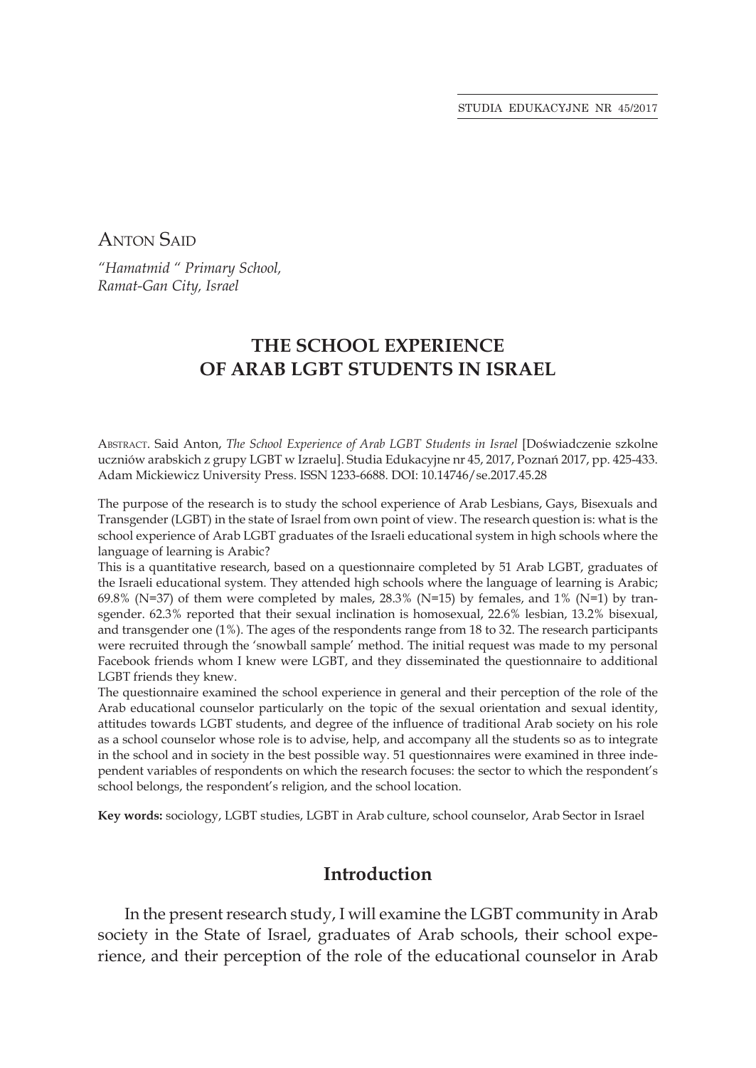Anton Said

*"Hamatmid " Primary School,*
*Ramat-Gan City, Israel*

# THE SCHOOL EXPERIENCE OF ARAB LGBT STUDENTS IN ISRAEL

Abstract. Said Anton, *The School Experience of Arab LGBT Students in Israel* [Doświadczenie szkolne uczniów arabskich z grupy LGBT w Izraelu]. Studia Edukacyjne nr 45, 2017, Poznań 2017, pp. 425-433. Adam Mickiewicz University Press. ISSN 1233-6688. DOI: 10.14746/se.2017.45.28

The purpose of the research is to study the school experience of Arab Lesbians, Gays, Bisexuals and Transgender (LGBT) in the state of Israel from own point of view. The research question is: what is the school experience of Arab LGBT graduates of the Israeli educational system in high schools where the language of learning is Arabic?

This is a quantitative research, based on a questionnaire completed by 51 Arab LGBT, graduates of the Israeli educational system. They attended high schools where the language of learning is Arabic; 69.8% (N=37) of them were completed by males, 28.3% (N=15) by females, and 1% (N=1) by transgender. 62.3% reported that their sexual inclination is homosexual, 22.6% lesbian, 13.2% bisexual, and transgender one (1%). The ages of the respondents range from 18 to 32. The research participants were recruited through the 'snowball sample' method. The initial request was made to my personal Facebook friends whom I knew were LGBT, and they disseminated the questionnaire to additional LGBT friends they knew.

The questionnaire examined the school experience in general and their perception of the role of the Arab educational counselor particularly on the topic of the sexual orientation and sexual identity, attitudes towards LGBT students, and degree of the influence of traditional Arab society on his role as a school counselor whose role is to advise, help, and accompany all the students so as to integrate in the school and in society in the best possible way. 51 questionnaires were examined in three independent variables of respondents on which the research focuses: the sector to which the respondent's school belongs, the respondent's religion, and the school location.

**Key words:** sociology, LGBT studies, LGBT in Arab culture, school counselor, Arab Sector in Israel

## Introduction

In the present research study, I will examine the LGBT community in Arab society in the State of Israel, graduates of Arab schools, their school experience, and their perception of the role of the educational counselor in Arab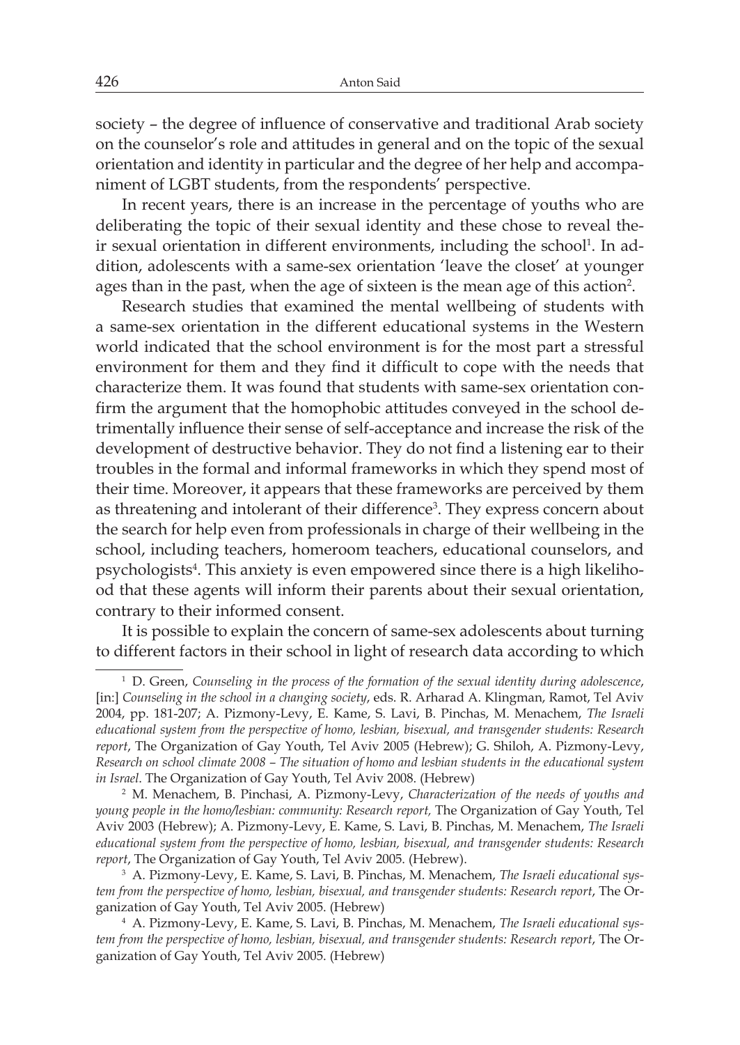society – the degree of influence of conservative and traditional Arab society on the counselor's role and attitudes in general and on the topic of the sexual orientation and identity in particular and the degree of her help and accompaniment of LGBT students, from the respondents' perspective.

In recent years, there is an increase in the percentage of youths who are deliberating the topic of their sexual identity and these chose to reveal their sexual orientation in different environments, including the school[1]. In addition, adolescents with a same-sex orientation 'leave the closet' at younger ages than in the past, when the age of sixteen is the mean age of this action[2].

Research studies that examined the mental wellbeing of students with a same-sex orientation in the different educational systems in the Western world indicated that the school environment is for the most part a stressful environment for them and they find it difficult to cope with the needs that characterize them. It was found that students with same-sex orientation confirm the argument that the homophobic attitudes conveyed in the school detrimentally influence their sense of self-acceptance and increase the risk of the development of destructive behavior. They do not find a listening ear to their troubles in the formal and informal frameworks in which they spend most of their time. Moreover, it appears that these frameworks are perceived by them as threatening and intolerant of their difference[3]. They express concern about the search for help even from professionals in charge of their wellbeing in the school, including teachers, homeroom teachers, educational counselors, and psychologists[4]. This anxiety is even empowered since there is a high likelihood that these agents will inform their parents about their sexual orientation, contrary to their informed consent.

It is possible to explain the concern of same-sex adolescents about turning to different factors in their school in light of research data according to which

---

[1] D. Green, *Counseling in the process of the formation of the sexual identity during adolescence*, [in:] *Counseling in the school in a changing society*, eds. R. Arharad A. Klingman, Ramot, Tel Aviv 2004, pp. 181-207; A. Pizmony-Levy, E. Kame, S. Lavi, B. Pinchas, M. Menachem, *The Israeli educational system from the perspective of homo, lesbian, bisexual, and transgender students: Research report*, The Organization of Gay Youth, Tel Aviv 2005 (Hebrew); G. Shiloh, A. Pizmony-Levy, *Research on school climate 2008 – The situation of homo and lesbian students in the educational system in Israel*. The Organization of Gay Youth, Tel Aviv 2008. (Hebrew)

[2] M. Menachem, B. Pinchasi, A. Pizmony-Levy, *Characterization of the needs of youths and young people in the homo/lesbian: community: Research report,* The Organization of Gay Youth, Tel Aviv 2003 (Hebrew); A. Pizmony-Levy, E. Kame, S. Lavi, B. Pinchas, M. Menachem, *The Israeli educational system from the perspective of homo, lesbian, bisexual, and transgender students: Research report*, The Organization of Gay Youth, Tel Aviv 2005. (Hebrew).

[3] A. Pizmony-Levy, E. Kame, S. Lavi, B. Pinchas, M. Menachem, *The Israeli educational system from the perspective of homo, lesbian, bisexual, and transgender students: Research report*, The Organization of Gay Youth, Tel Aviv 2005. (Hebrew)

[4] A. Pizmony-Levy, E. Kame, S. Lavi, B. Pinchas, M. Menachem, *The Israeli educational system from the perspective of homo, lesbian, bisexual, and transgender students: Research report*, The Organization of Gay Youth, Tel Aviv 2005. (Hebrew)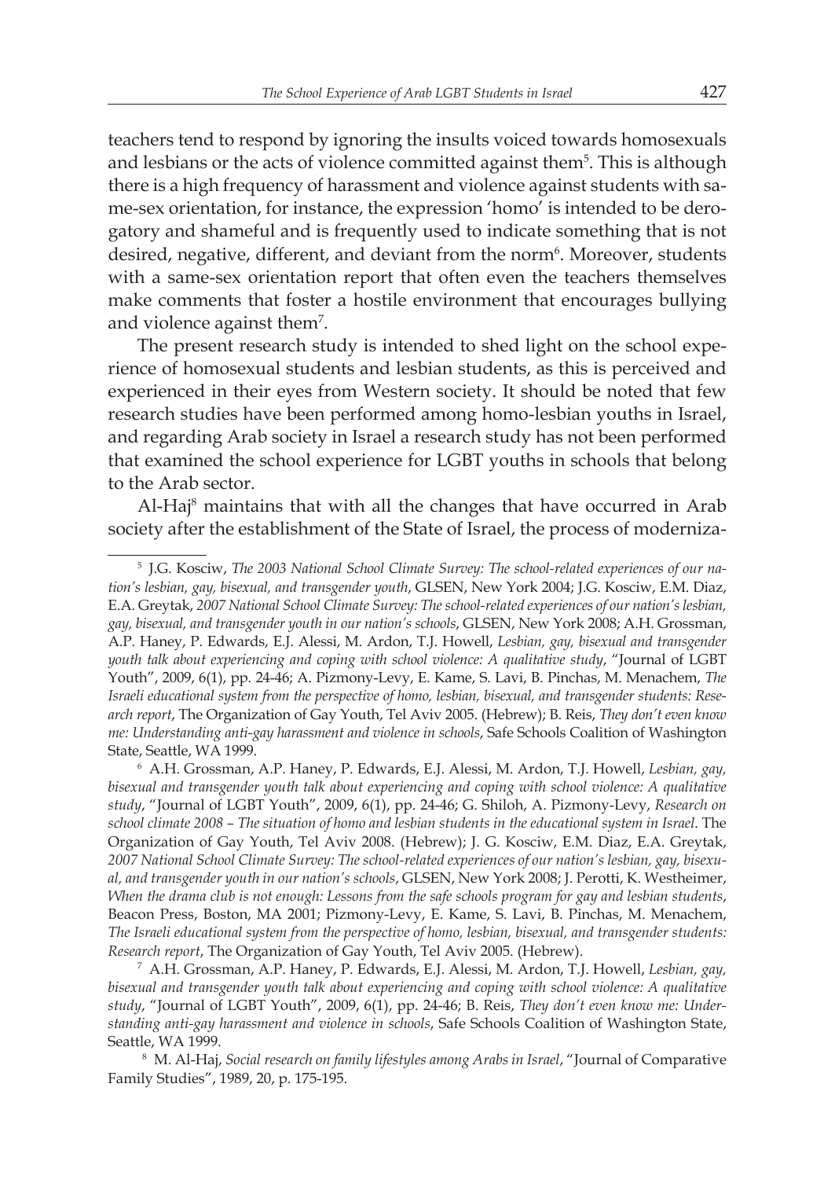teachers tend to respond by ignoring the insults voiced towards homosexuals and lesbians or the acts of violence committed against them[5]. This is although there is a high frequency of harassment and violence against students with same-sex orientation, for instance, the expression 'homo' is intended to be derogatory and shameful and is frequently used to indicate something that is not desired, negative, different, and deviant from the norm[6]. Moreover, students with a same-sex orientation report that often even the teachers themselves make comments that foster a hostile environment that encourages bullying and violence against them[7].

The present research study is intended to shed light on the school experience of homosexual students and lesbian students, as this is perceived and experienced in their eyes from Western society. It should be noted that few research studies have been performed among homo-lesbian youths in Israel, and regarding Arab society in Israel a research study has not been performed that examined the school experience for LGBT youths in schools that belong to the Arab sector.

Al-Haj[8] maintains that with all the changes that have occurred in Arab society after the establishment of the State of Israel, the process of moderniza-

---

[5] J.G. Kosciw, *The 2003 National School Climate Survey: The school-related experiences of our nation's lesbian, gay, bisexual, and transgender youth*, GLSEN, New York 2004; J.G. Kosciw, E.M. Diaz, E.A. Greytak, *2007 National School Climate Survey: The school-related experiences of our nation's lesbian, gay, bisexual, and transgender youth in our nation's schools*, GLSEN, New York 2008; A.H. Grossman, A.P. Haney, P. Edwards, E.J. Alessi, M. Ardon, T.J. Howell, *Lesbian, gay, bisexual and transgender youth talk about experiencing and coping with school violence: A qualitative study*, "Journal of LGBT Youth", 2009, 6(1), pp. 24-46; A. Pizmony-Levy, E. Kame, S. Lavi, B. Pinchas, M. Menachem, *The Israeli educational system from the perspective of homo, lesbian, bisexual, and transgender students: Research report*, The Organization of Gay Youth, Tel Aviv 2005. (Hebrew); B. Reis, *They don't even know me: Understanding anti-gay harassment and violence in schools*, Safe Schools Coalition of Washington State, Seattle, WA 1999.

[6] A.H. Grossman, A.P. Haney, P. Edwards, E.J. Alessi, M. Ardon, T.J. Howell, *Lesbian, gay, bisexual and transgender youth talk about experiencing and coping with school violence: A qualitative study*, "Journal of LGBT Youth", 2009, 6(1), pp. 24-46; G. Shiloh, A. Pizmony-Levy, *Research on school climate 2008 – The situation of homo and lesbian students in the educational system in Israel*. The Organization of Gay Youth, Tel Aviv 2008. (Hebrew); J. G. Kosciw, E.M. Diaz, E.A. Greytak, *2007 National School Climate Survey: The school-related experiences of our nation's lesbian, gay, bisexual, and transgender youth in our nation's schools*, GLSEN, New York 2008; J. Perotti, K. Westheimer, *When the drama club is not enough: Lessons from the safe schools program for gay and lesbian students*, Beacon Press, Boston, MA 2001; Pizmony-Levy, E. Kame, S. Lavi, B. Pinchas, M. Menachem, *The Israeli educational system from the perspective of homo, lesbian, bisexual, and transgender students: Research report*, The Organization of Gay Youth, Tel Aviv 2005. (Hebrew).

[7] A.H. Grossman, A.P. Haney, P. Edwards, E.J. Alessi, M. Ardon, T.J. Howell, *Lesbian, gay, bisexual and transgender youth talk about experiencing and coping with school violence: A qualitative study*, "Journal of LGBT Youth", 2009, 6(1), pp. 24-46; B. Reis, *They don't even know me: Understanding anti-gay harassment and violence in schools*, Safe Schools Coalition of Washington State, Seattle, WA 1999.

[8] M. Al-Haj, *Social research on family lifestyles among Arabs in Israel*, "Journal of Comparative Family Studies", 1989, 20, p. 175-195.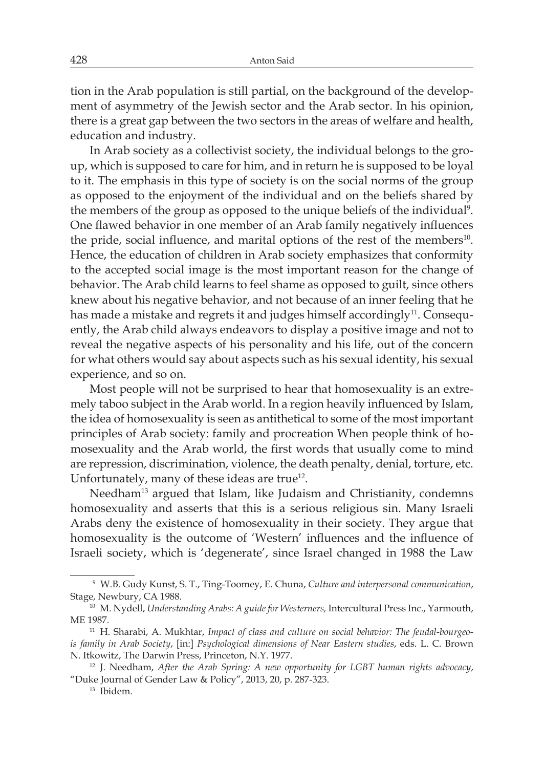tion in the Arab population is still partial, on the background of the development of asymmetry of the Jewish sector and the Arab sector. In his opinion, there is a great gap between the two sectors in the areas of welfare and health, education and industry.

In Arab society as a collectivist society, the individual belongs to the group, which is supposed to care for him, and in return he is supposed to be loyal to it. The emphasis in this type of society is on the social norms of the group as opposed to the enjoyment of the individual and on the beliefs shared by the members of the group as opposed to the unique beliefs of the individual[9]. One flawed behavior in one member of an Arab family negatively influences the pride, social influence, and marital options of the rest of the members[10]. Hence, the education of children in Arab society emphasizes that conformity to the accepted social image is the most important reason for the change of behavior. The Arab child learns to feel shame as opposed to guilt, since others knew about his negative behavior, and not because of an inner feeling that he has made a mistake and regrets it and judges himself accordingly[11]. Consequently, the Arab child always endeavors to display a positive image and not to reveal the negative aspects of his personality and his life, out of the concern for what others would say about aspects such as his sexual identity, his sexual experience, and so on.

Most people will not be surprised to hear that homosexuality is an extremely taboo subject in the Arab world. In a region heavily influenced by Islam, the idea of homosexuality is seen as antithetical to some of the most important principles of Arab society: family and procreation When people think of homosexuality and the Arab world, the first words that usually come to mind are repression, discrimination, violence, the death penalty, denial, torture, etc. Unfortunately, many of these ideas are true[12].

Needham[13] argued that Islam, like Judaism and Christianity, condemns homosexuality and asserts that this is a serious religious sin. Many Israeli Arabs deny the existence of homosexuality in their society. They argue that homosexuality is the outcome of 'Western' influences and the influence of Israeli society, which is 'degenerate', since Israel changed in 1988 the Law

---

[9] W.B. Gudy Kunst, S. T., Ting-Toomey, E. Chuna, *Culture and interpersonal communication*, Stage, Newbury, CA 1988.

[10] M. Nydell, *Understanding Arabs: A guide for Westerners,* Intercultural Press Inc., Yarmouth, ME 1987.

[11] H. Sharabi, A. Mukhtar, *Impact of class and culture on social behavior: The feudal-bourgeois family in Arab Society*, [in:] *Psychological dimensions of Near Eastern studies*, eds. L. C. Brown N. Itkowitz, The Darwin Press, Princeton, N.Y. 1977.

[12] J. Needham, *After the Arab Spring: A new opportunity for LGBT human rights advocacy*, "Duke Journal of Gender Law & Policy", 2013, 20, p. 287-323.

[13] Ibidem.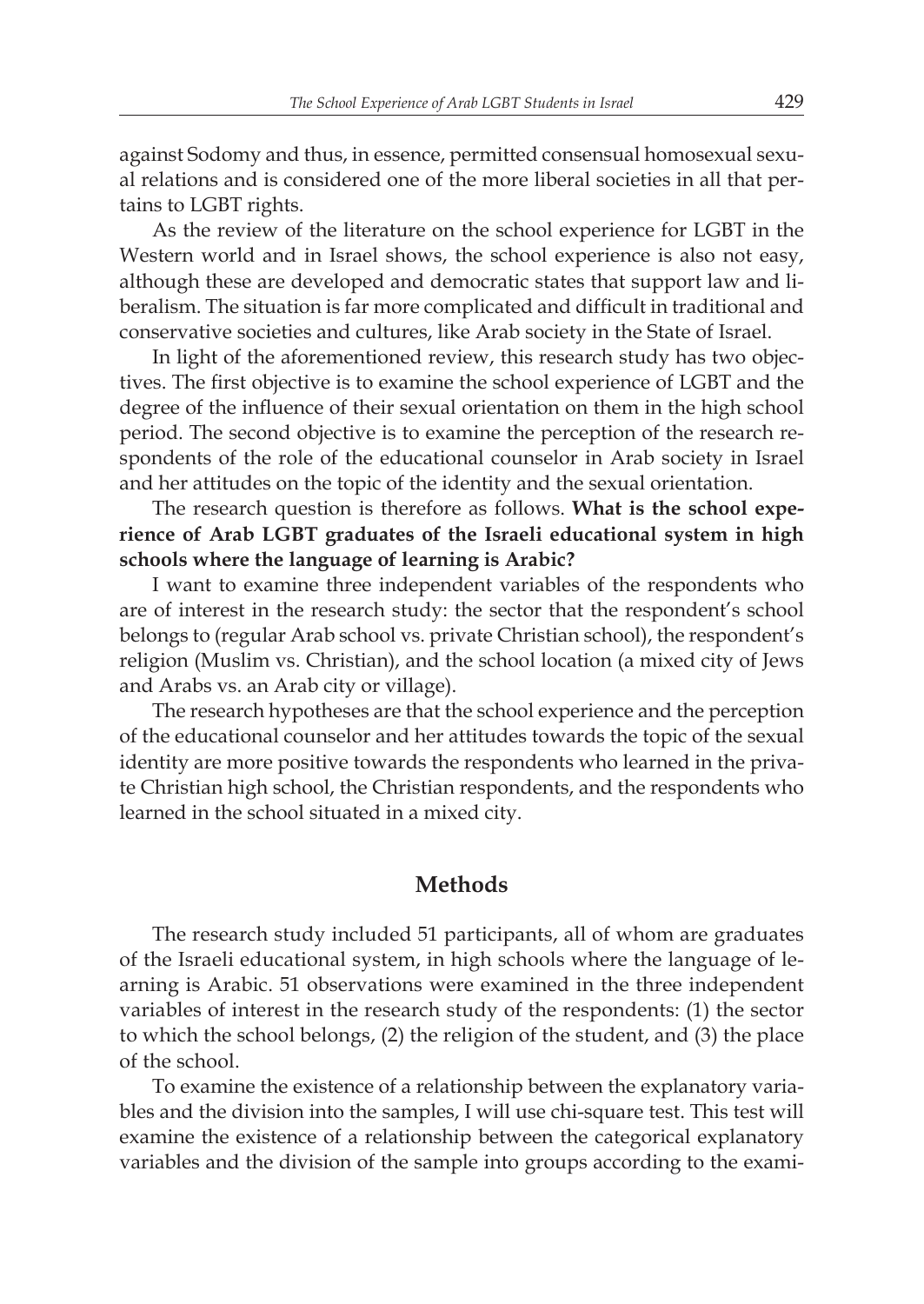against Sodomy and thus, in essence, permitted consensual homosexual sexual relations and is considered one of the more liberal societies in all that pertains to LGBT rights.

As the review of the literature on the school experience for LGBT in the Western world and in Israel shows, the school experience is also not easy, although these are developed and democratic states that support law and liberalism. The situation is far more complicated and difficult in traditional and conservative societies and cultures, like Arab society in the State of Israel.

In light of the aforementioned review, this research study has two objectives. The first objective is to examine the school experience of LGBT and the degree of the influence of their sexual orientation on them in the high school period. The second objective is to examine the perception of the research respondents of the role of the educational counselor in Arab society in Israel and her attitudes on the topic of the identity and the sexual orientation.

The research question is therefore as follows. **What is the school experience of Arab LGBT graduates of the Israeli educational system in high schools where the language of learning is Arabic?**

I want to examine three independent variables of the respondents who are of interest in the research study: the sector that the respondent's school belongs to (regular Arab school vs. private Christian school), the respondent's religion (Muslim vs. Christian), and the school location (a mixed city of Jews and Arabs vs. an Arab city or village).

The research hypotheses are that the school experience and the perception of the educational counselor and her attitudes towards the topic of the sexual identity are more positive towards the respondents who learned in the private Christian high school, the Christian respondents, and the respondents who learned in the school situated in a mixed city.

## Methods

The research study included 51 participants, all of whom are graduates of the Israeli educational system, in high schools where the language of learning is Arabic. 51 observations were examined in the three independent variables of interest in the research study of the respondents: (1) the sector to which the school belongs, (2) the religion of the student, and (3) the place of the school.

To examine the existence of a relationship between the explanatory variables and the division into the samples, I will use chi-square test. This test will examine the existence of a relationship between the categorical explanatory variables and the division of the sample into groups according to the exami-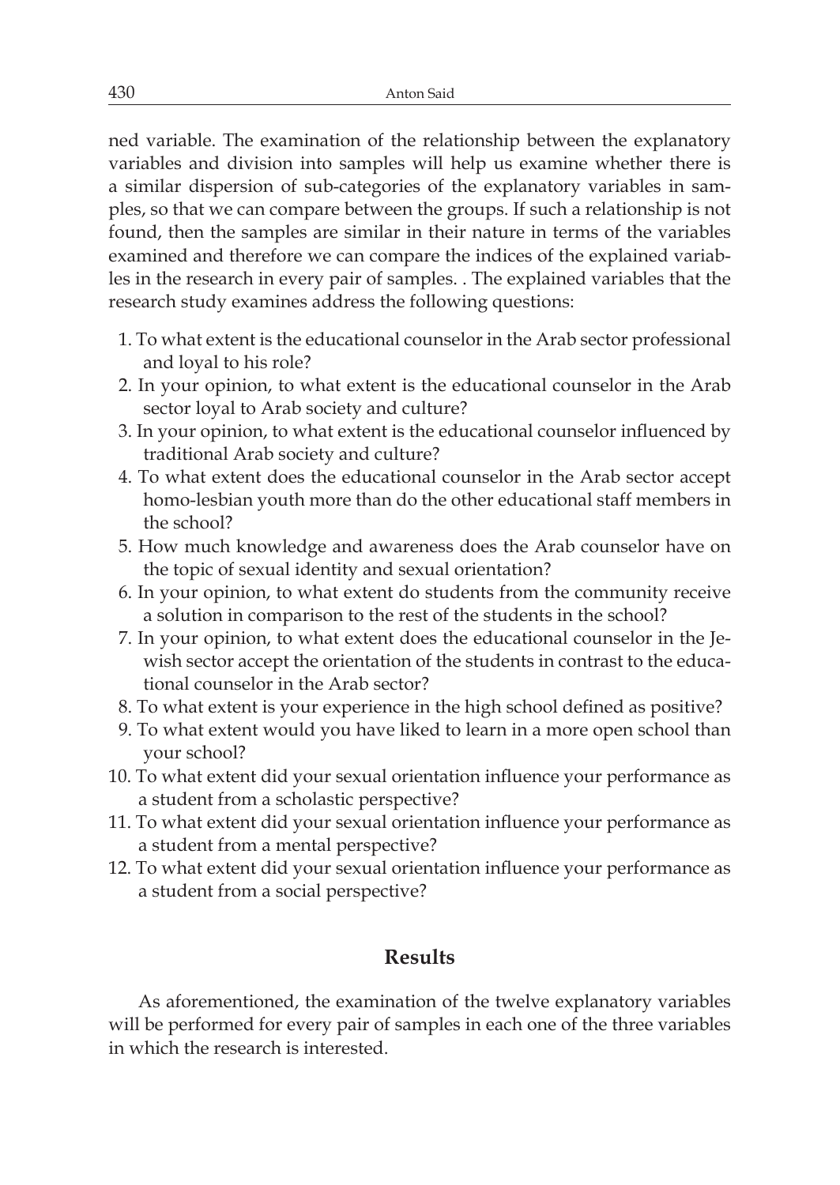ned variable. The examination of the relationship between the explanatory variables and division into samples will help us examine whether there is a similar dispersion of sub-categories of the explanatory variables in samples, so that we can compare between the groups. If such a relationship is not found, then the samples are similar in their nature in terms of the variables examined and therefore we can compare the indices of the explained variables in the research in every pair of samples. . The explained variables that the research study examines address the following questions:

1. To what extent is the educational counselor in the Arab sector professional and loyal to his role?
2. In your opinion, to what extent is the educational counselor in the Arab sector loyal to Arab society and culture?
3. In your opinion, to what extent is the educational counselor influenced by traditional Arab society and culture?
4. To what extent does the educational counselor in the Arab sector accept homo-lesbian youth more than do the other educational staff members in the school?
5. How much knowledge and awareness does the Arab counselor have on the topic of sexual identity and sexual orientation?
6. In your opinion, to what extent do students from the community receive a solution in comparison to the rest of the students in the school?
7. In your opinion, to what extent does the educational counselor in the Jewish sector accept the orientation of the students in contrast to the educational counselor in the Arab sector?
8. To what extent is your experience in the high school defined as positive?
9. To what extent would you have liked to learn in a more open school than your school?
10. To what extent did your sexual orientation influence your performance as a student from a scholastic perspective?
11. To what extent did your sexual orientation influence your performance as a student from a mental perspective?
12. To what extent did your sexual orientation influence your performance as a student from a social perspective?

## Results

As aforementioned, the examination of the twelve explanatory variables will be performed for every pair of samples in each one of the three variables in which the research is interested.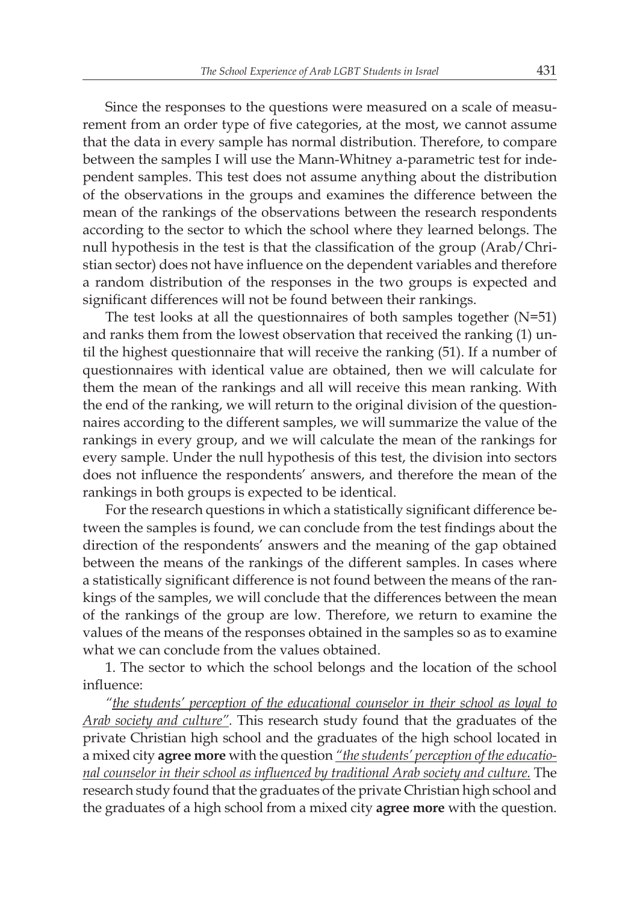Since the responses to the questions were measured on a scale of measurement from an order type of five categories, at the most, we cannot assume that the data in every sample has normal distribution. Therefore, to compare between the samples I will use the Mann-Whitney a-parametric test for independent samples. This test does not assume anything about the distribution of the observations in the groups and examines the difference between the mean of the rankings of the observations between the research respondents according to the sector to which the school where they learned belongs. The null hypothesis in the test is that the classification of the group (Arab/Christian sector) does not have influence on the dependent variables and therefore a random distribution of the responses in the two groups is expected and significant differences will not be found between their rankings.

The test looks at all the questionnaires of both samples together (N=51) and ranks them from the lowest observation that received the ranking (1) until the highest questionnaire that will receive the ranking (51). If a number of questionnaires with identical value are obtained, then we will calculate for them the mean of the rankings and all will receive this mean ranking. With the end of the ranking, we will return to the original division of the questionnaires according to the different samples, we will summarize the value of the rankings in every group, and we will calculate the mean of the rankings for every sample. Under the null hypothesis of this test, the division into sectors does not influence the respondents' answers, and therefore the mean of the rankings in both groups is expected to be identical.

For the research questions in which a statistically significant difference between the samples is found, we can conclude from the test findings about the direction of the respondents' answers and the meaning of the gap obtained between the means of the rankings of the different samples. In cases where a statistically significant difference is not found between the means of the rankings of the samples, we will conclude that the differences between the mean of the rankings of the group are low. Therefore, we return to examine the values of the means of the responses obtained in the samples so as to examine what we can conclude from the values obtained.

1. The sector to which the school belongs and the location of the school influence:

*"<u>the students' perception of the educational counselor in their school as loyal to Arab society and culture</u>".* This research study found that the graduates of the private Christian high school and the graduates of the high school located in a mixed city **agree more** with the question *<u>"the students' perception of the educational counselor in their school as influenced by traditional Arab society and culture.</u>* The research study found that the graduates of the private Christian high school and the graduates of a high school from a mixed city **agree more** with the question.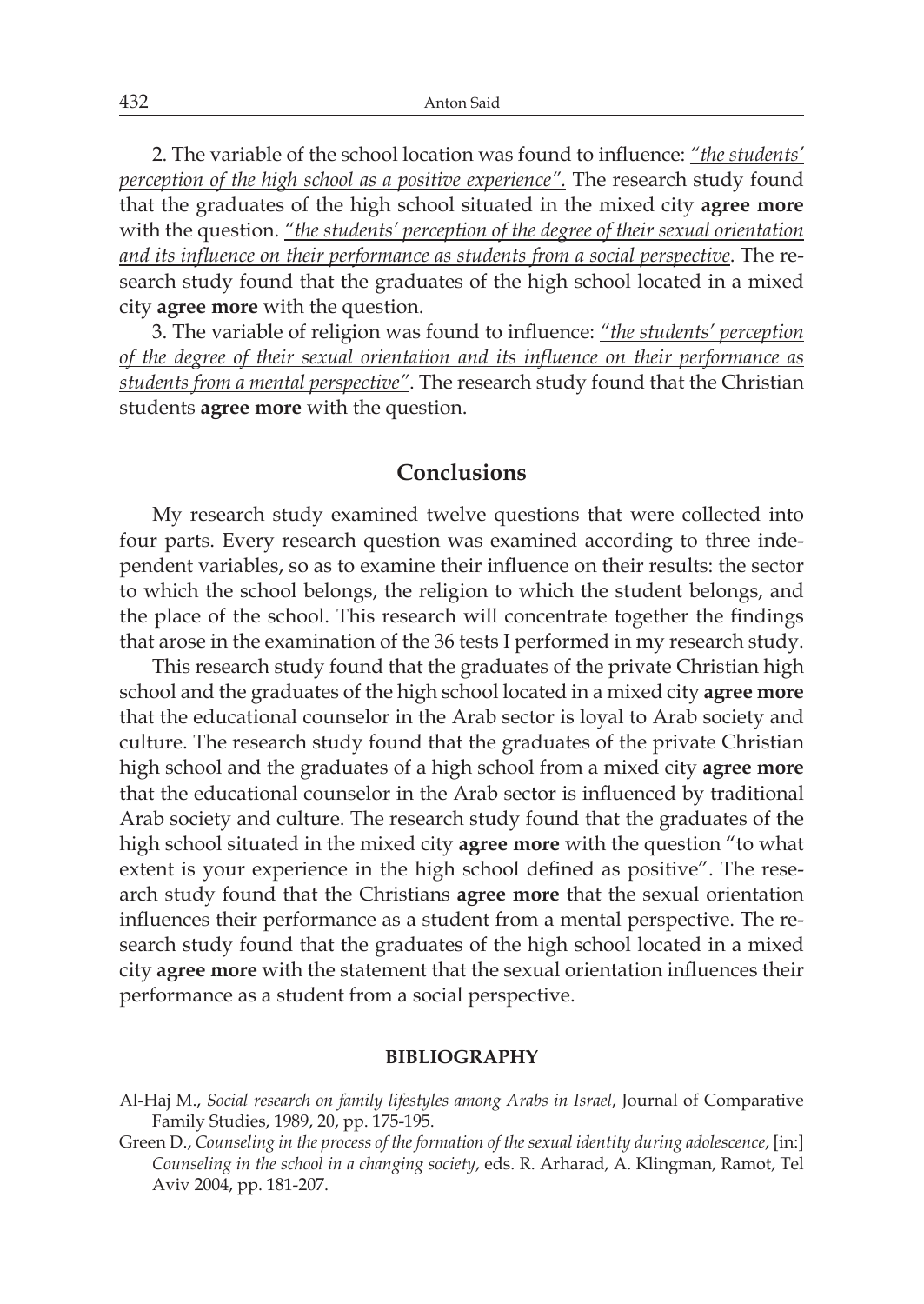2. The variable of the school location was found to influence: *"the students' perception of the high school as a positive experience".* The research study found that the graduates of the high school situated in the mixed city **agree more** with the question. *"the students' perception of the degree of their sexual orientation and its influence on their performance as students from a social perspective*. The research study found that the graduates of the high school located in a mixed city **agree more** with the question.

3. The variable of religion was found to influence: *"the students' perception of the degree of their sexual orientation and its influence on their performance as students from a mental perspective"*. The research study found that the Christian students **agree more** with the question.

## Conclusions

My research study examined twelve questions that were collected into four parts. Every research question was examined according to three independent variables, so as to examine their influence on their results: the sector to which the school belongs, the religion to which the student belongs, and the place of the school. This research will concentrate together the findings that arose in the examination of the 36 tests I performed in my research study.

This research study found that the graduates of the private Christian high school and the graduates of the high school located in a mixed city **agree more** that the educational counselor in the Arab sector is loyal to Arab society and culture. The research study found that the graduates of the private Christian high school and the graduates of a high school from a mixed city **agree more** that the educational counselor in the Arab sector is influenced by traditional Arab society and culture. The research study found that the graduates of the high school situated in the mixed city **agree more** with the question "to what extent is your experience in the high school defined as positive". The research study found that the Christians **agree more** that the sexual orientation influences their performance as a student from a mental perspective. The research study found that the graduates of the high school located in a mixed city **agree more** with the statement that the sexual orientation influences their performance as a student from a social perspective.

### BIBLIOGRAPHY

Al-Haj M., *Social research on family lifestyles among Arabs in Israel*, Journal of Comparative Family Studies, 1989, 20, pp. 175-195.

Green D., *Counseling in the process of the formation of the sexual identity during adolescence*, [in:] *Counseling in the school in a changing society*, eds. R. Arharad, A. Klingman, Ramot, Tel Aviv 2004, pp. 181-207.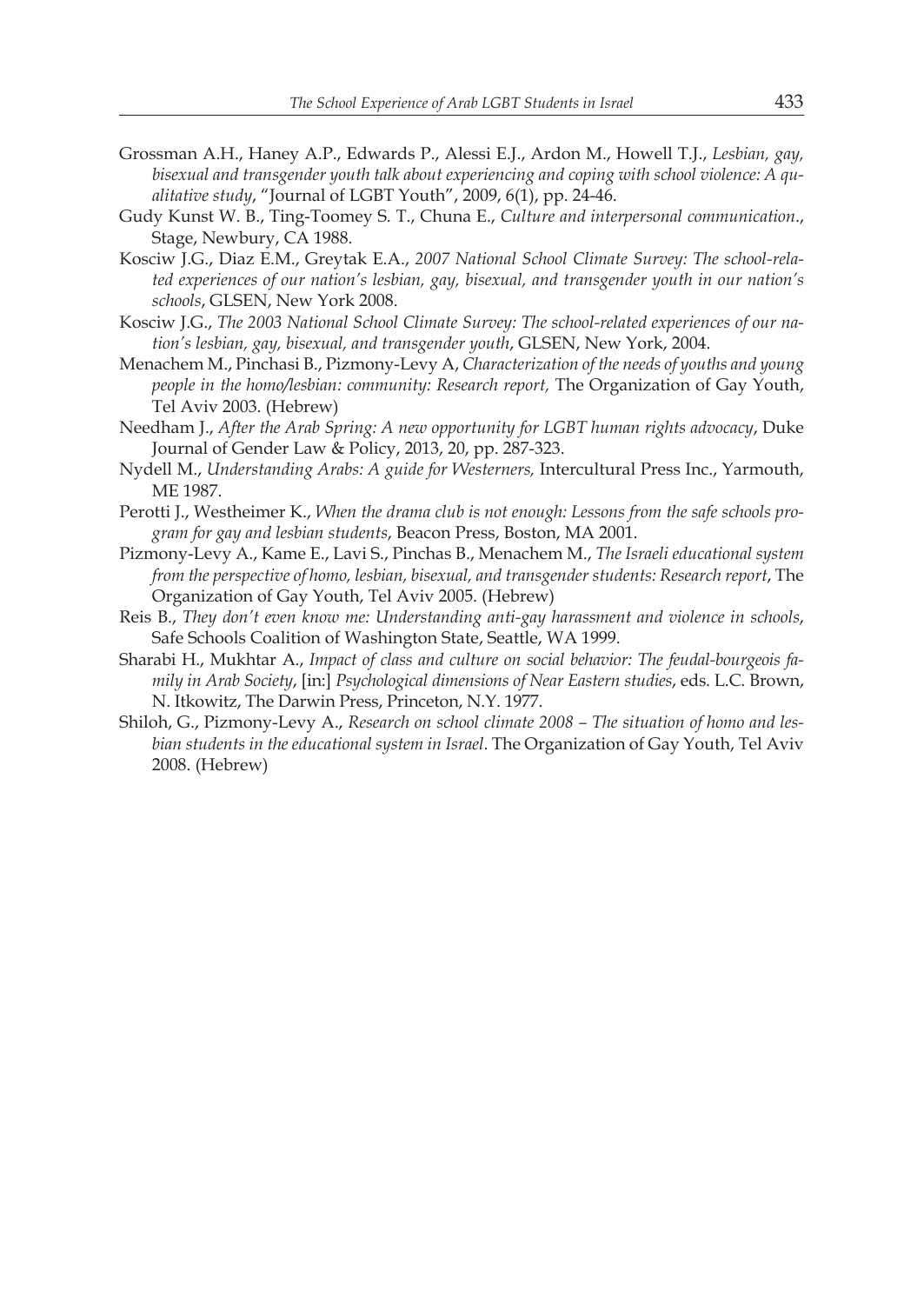Grossman A.H., Haney A.P., Edwards P., Alessi E.J., Ardon M., Howell T.J., *Lesbian, gay, bisexual and transgender youth talk about experiencing and coping with school violence: A qualitative study*, "Journal of LGBT Youth", 2009, 6(1), pp. 24-46.

Gudy Kunst W. B., Ting-Toomey S. T., Chuna E., *Culture and interpersonal communication*., Stage, Newbury, CA 1988.

Kosciw J.G., Diaz E.M., Greytak E.A., *2007 National School Climate Survey: The school-related experiences of our nation's lesbian, gay, bisexual, and transgender youth in our nation's schools*, GLSEN, New York 2008.

Kosciw J.G., *The 2003 National School Climate Survey: The school-related experiences of our nation's lesbian, gay, bisexual, and transgender youth*, GLSEN, New York, 2004.

Menachem M., Pinchasi B., Pizmony-Levy A, *Characterization of the needs of youths and young people in the homo/lesbian: community: Research report,* The Organization of Gay Youth, Tel Aviv 2003. (Hebrew)

Needham J., *After the Arab Spring: A new opportunity for LGBT human rights advocacy*, Duke Journal of Gender Law & Policy, 2013, 20, pp. 287-323.

Nydell M., *Understanding Arabs: A guide for Westerners,* Intercultural Press Inc., Yarmouth, ME 1987.

Perotti J., Westheimer K., *When the drama club is not enough: Lessons from the safe schools program for gay and lesbian students*, Beacon Press, Boston, MA 2001.

Pizmony-Levy A., Kame E., Lavi S., Pinchas B., Menachem M., *The Israeli educational system from the perspective of homo, lesbian, bisexual, and transgender students: Research report*, The Organization of Gay Youth, Tel Aviv 2005. (Hebrew)

Reis B., *They don't even know me: Understanding anti-gay harassment and violence in schools*, Safe Schools Coalition of Washington State, Seattle, WA 1999.

Sharabi H., Mukhtar A., *Impact of class and culture on social behavior: The feudal-bourgeois family in Arab Society*, [in:] *Psychological dimensions of Near Eastern studies*, eds. L.C. Brown, N. Itkowitz, The Darwin Press, Princeton, N.Y. 1977.

Shiloh, G., Pizmony-Levy A., *Research on school climate 2008 – The situation of homo and lesbian students in the educational system in Israel*. The Organization of Gay Youth, Tel Aviv 2008. (Hebrew)